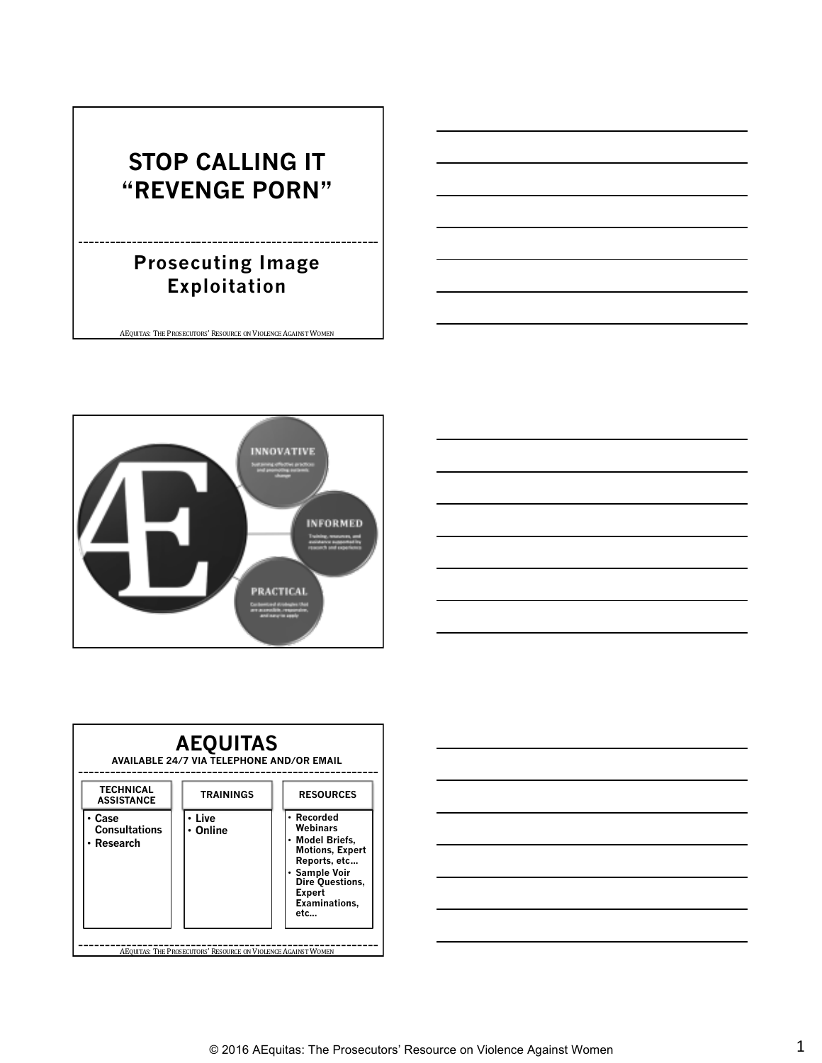# STOP CALLING IT "REVENGE PORN"

## Prosecuting Image Exploitation

AEquitas: The Prosecutors' Resource on Violence Against Women

INNOVATIVE

INFORMED

PRACTICAL

# AEQUITAS

**AVAILABLE 24/7 VIA TELEPHONE AND/OR EMAIL**

| TECHNICAL ASSISTANCE | TRAININGS | RESOURCES |
|---|---|---|
| • Case Consultations<br>• Research | • Live<br>• Online | • Recorded Webinars<br>• Model Briefs, Motions, Expert Reports, etc…<br>• Sample Voir Dire Questions, Expert Examinations, etc… |

AEquitas: The Prosecutors' Resource on Violence Against Women

© 2016 AEquitas: The Prosecutors' Resource on Violence Against Women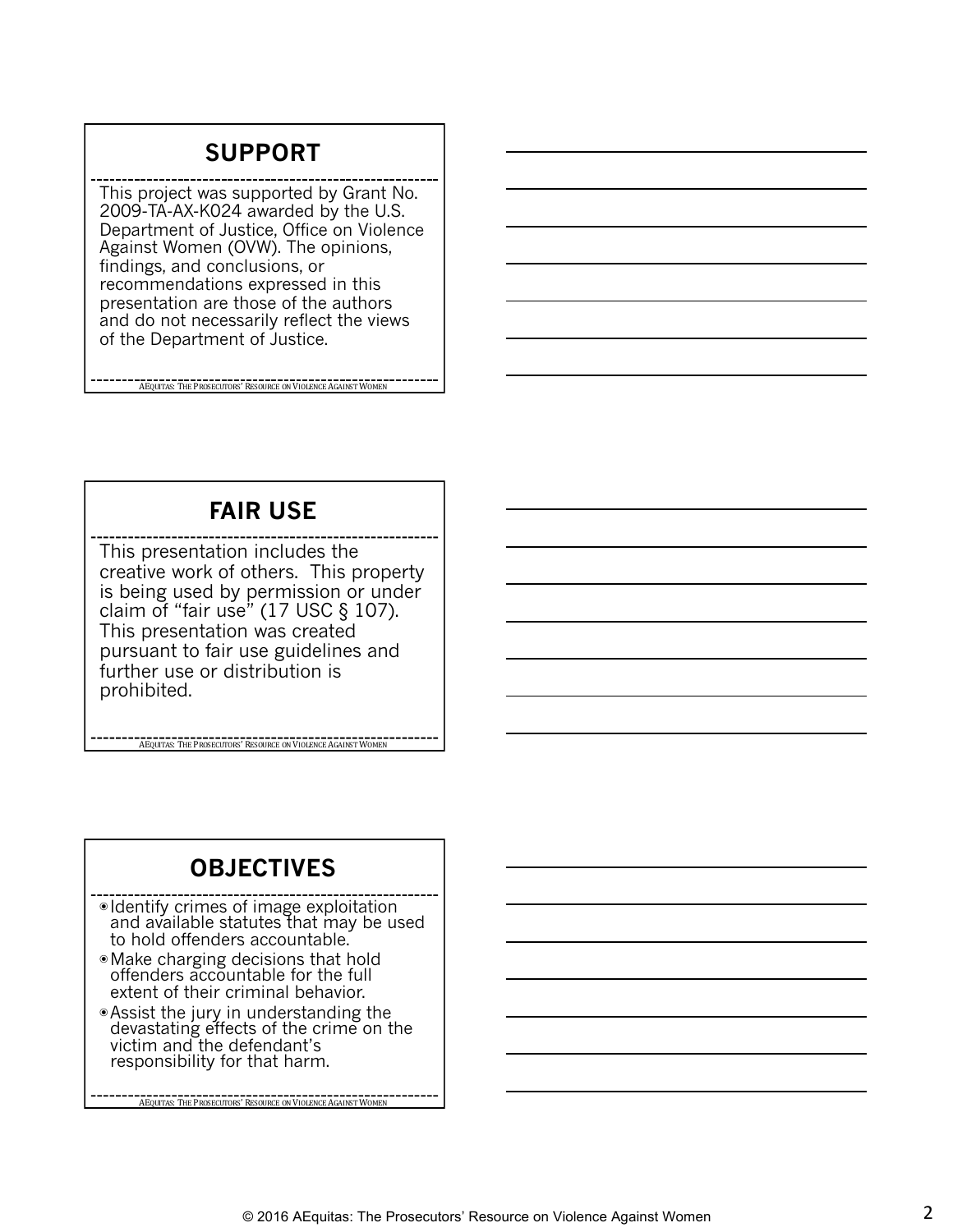## SUPPORT

This project was supported by Grant No. 2009-TA-AX-K024 awarded by the U.S. Department of Justice, Office on Violence Against Women (OVW). The opinions, findings, and conclusions, or recommendations expressed in this presentation are those of the authors and do not necessarily reflect the views of the Department of Justice.

AEquitas: The Prosecutors' Resource on Violence Against Women

## FAIR USE

This presentation includes the creative work of others. This property is being used by permission or under claim of "fair use" (17 USC § 107). This presentation was created pursuant to fair use guidelines and further use or distribution is prohibited.

AEquitas: The Prosecutors' Resource on Violence Against Women

## OBJECTIVES

- Identify crimes of image exploitation and available statutes that may be used to hold offenders accountable.
- Make charging decisions that hold offenders accountable for the full extent of their criminal behavior.
- Assist the jury in understanding the devastating effects of the crime on the victim and the defendant's responsibility for that harm.

AEquitas: The Prosecutors' Resource on Violence Against Women

© 2016 AEquitas: The Prosecutors' Resource on Violence Against Women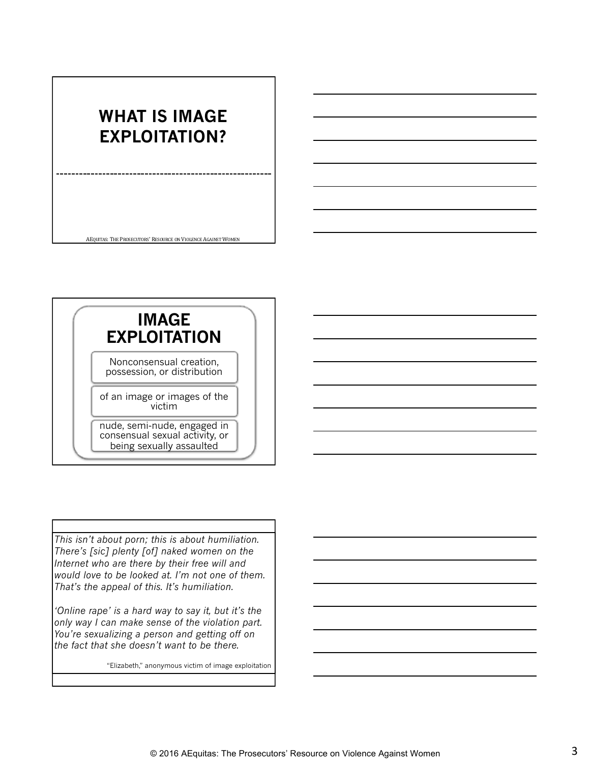## WHAT IS IMAGE EXPLOITATION?

AEQUITAS: THE PROSECUTORS' RESOURCE ON VIOLENCE AGAINST WOMEN

## IMAGE EXPLOITATION

- Nonconsensual creation, possession, or distribution
- of an image or images of the victim
- nude, semi-nude, engaged in consensual sexual activity, or being sexually assaulted

*This isn't about porn; this is about humiliation. There's [sic] plenty [of] naked women on the Internet who are there by their free will and would love to be looked at. I'm not one of them. That's the appeal of this. It's humiliation.*

*'Online rape' is a hard way to say it, but it's the only way I can make sense of the violation part. You're sexualizing a person and getting off on the fact that she doesn't want to be there.*

"Elizabeth," anonymous victim of image exploitation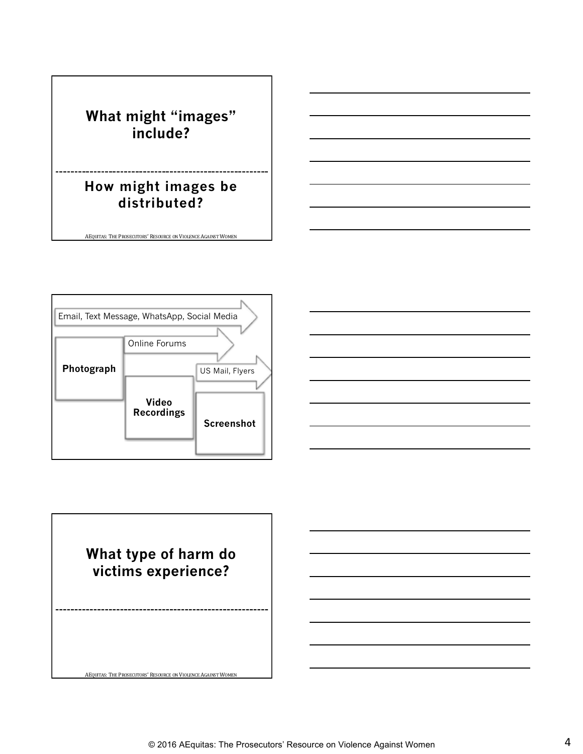## What might “images” include?

## How might images be distributed?

AEQUITAS: THE PROSECUTORS' RESOURCE ON VIOLENCE AGAINST WOMEN

Email, Text Message, WhatsApp, Social Media

Online Forums

US Mail, Flyers

**Photograph**

**Video Recordings**

**Screenshot**

## What type of harm do victims experience?

AEQUITAS: THE PROSECUTORS' RESOURCE ON VIOLENCE AGAINST WOMEN

© 2016 AEquitas: The Prosecutors' Resource on Violence Against Women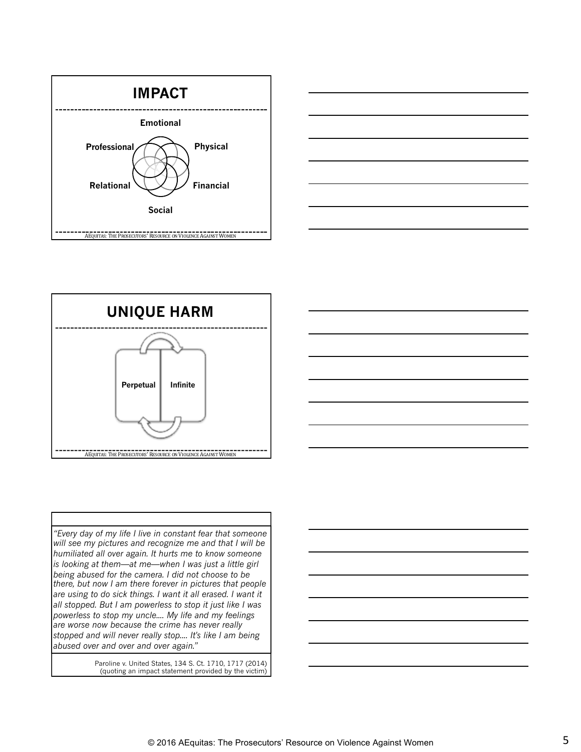## IMPACT

Emotional

Professional

Physical

Relational

Financial

Social

## UNIQUE HARM

Perpetual

Infinite

*"Every day of my life I live in constant fear that someone will see my pictures and recognize me and that I will be humiliated all over again. It hurts me to know someone is looking at them—at me—when I was just a little girl being abused for the camera. I did not choose to be there, but now I am there forever in pictures that people are using to do sick things. I want it all erased. I want it all stopped. But I am powerless to stop it just like I was powerless to stop my uncle.... My life and my feelings are worse now because the crime has never really stopped and will never really stop.... It's like I am being abused over and over and over again."*

Paroline v. United States, 134 S. Ct. 1710, 1717 (2014) (quoting an impact statement provided by the victim)

© 2016 AEquitas: The Prosecutors' Resource on Violence Against Women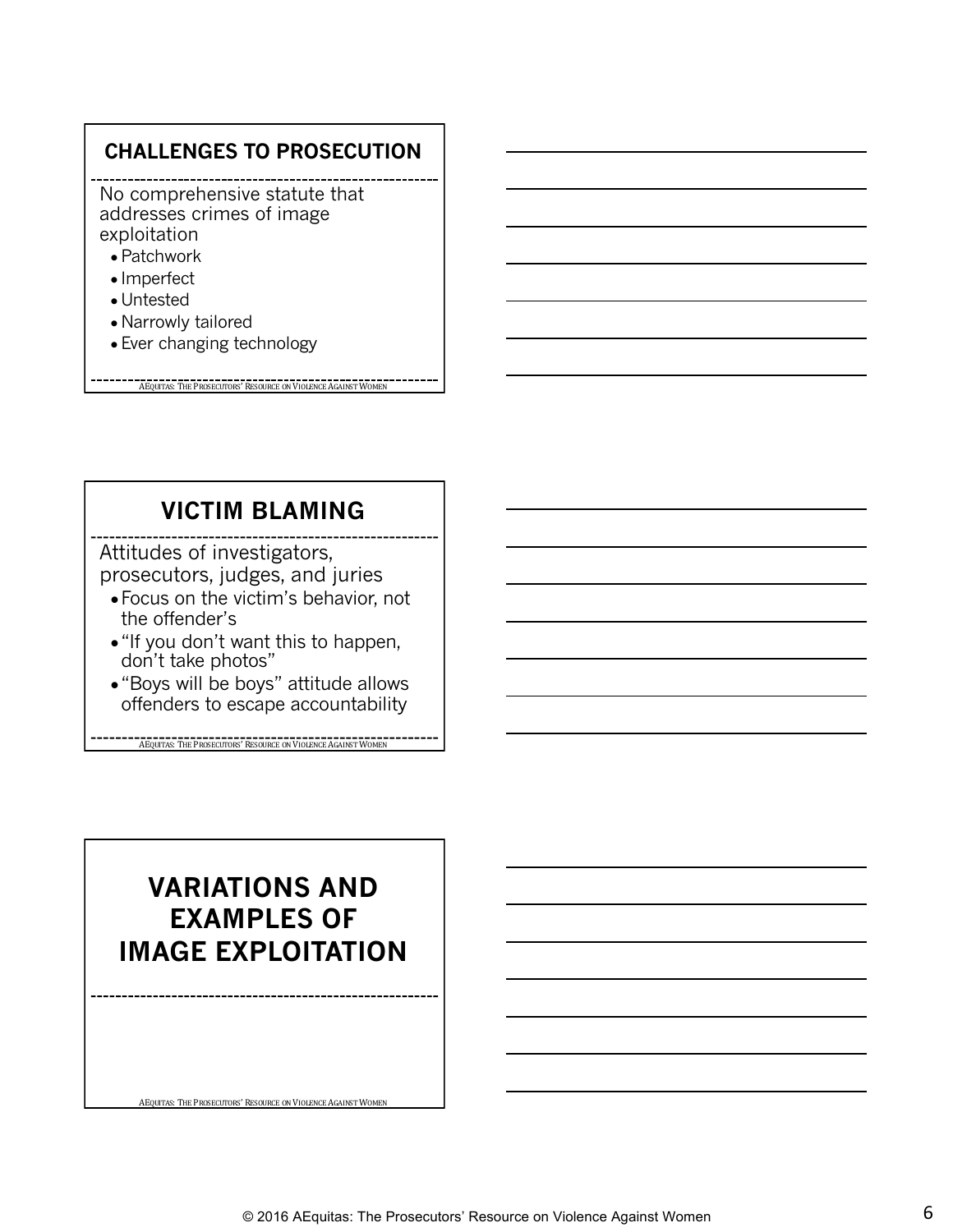## CHALLENGES TO PROSECUTION

No comprehensive statute that addresses crimes of image exploitation

- Patchwork
- Imperfect
- Untested
- Narrowly tailored
- Ever changing technology

AEQUITAS: THE PROSECUTORS' RESOURCE ON VIOLENCE AGAINST WOMEN

## VICTIM BLAMING

Attitudes of investigators, prosecutors, judges, and juries

- Focus on the victim's behavior, not the offender's
- "If you don't want this to happen, don't take photos"
- "Boys will be boys" attitude allows offenders to escape accountability

AEQUITAS: THE PROSECUTORS' RESOURCE ON VIOLENCE AGAINST WOMEN

## VARIATIONS AND EXAMPLES OF IMAGE EXPLOITATION

AEQUITAS: THE PROSECUTORS' RESOURCE ON VIOLENCE AGAINST WOMEN

© 2016 AEquitas: The Prosecutors' Resource on Violence Against Women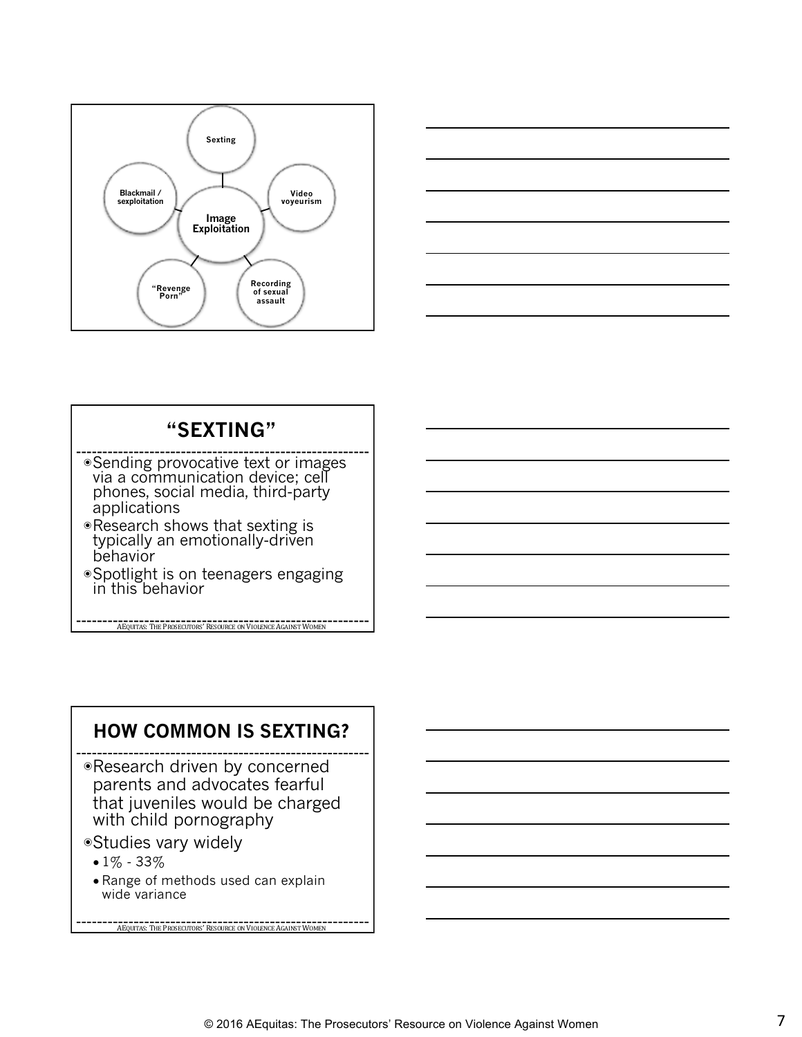Sexting

Video voyeurism

Recording of sexual assault

"Revenge Porn"

Blackmail / sexploitation

Image Exploitation

## "SEXTING"

- Sending provocative text or images via a communication device; cell phones, social media, third-party applications
- Research shows that sexting is typically an emotionally-driven behavior
- Spotlight is on teenagers engaging in this behavior

AEQUITAS: THE PROSECUTORS' RESOURCE ON VIOLENCE AGAINST WOMEN

## HOW COMMON IS SEXTING?

- Research driven by concerned parents and advocates fearful that juveniles would be charged with child pornography
- Studies vary widely
  - 1% - 33%
  - Range of methods used can explain wide variance

AEQUITAS: THE PROSECUTORS' RESOURCE ON VIOLENCE AGAINST WOMEN

© 2016 AEquitas: The Prosecutors' Resource on Violence Against Women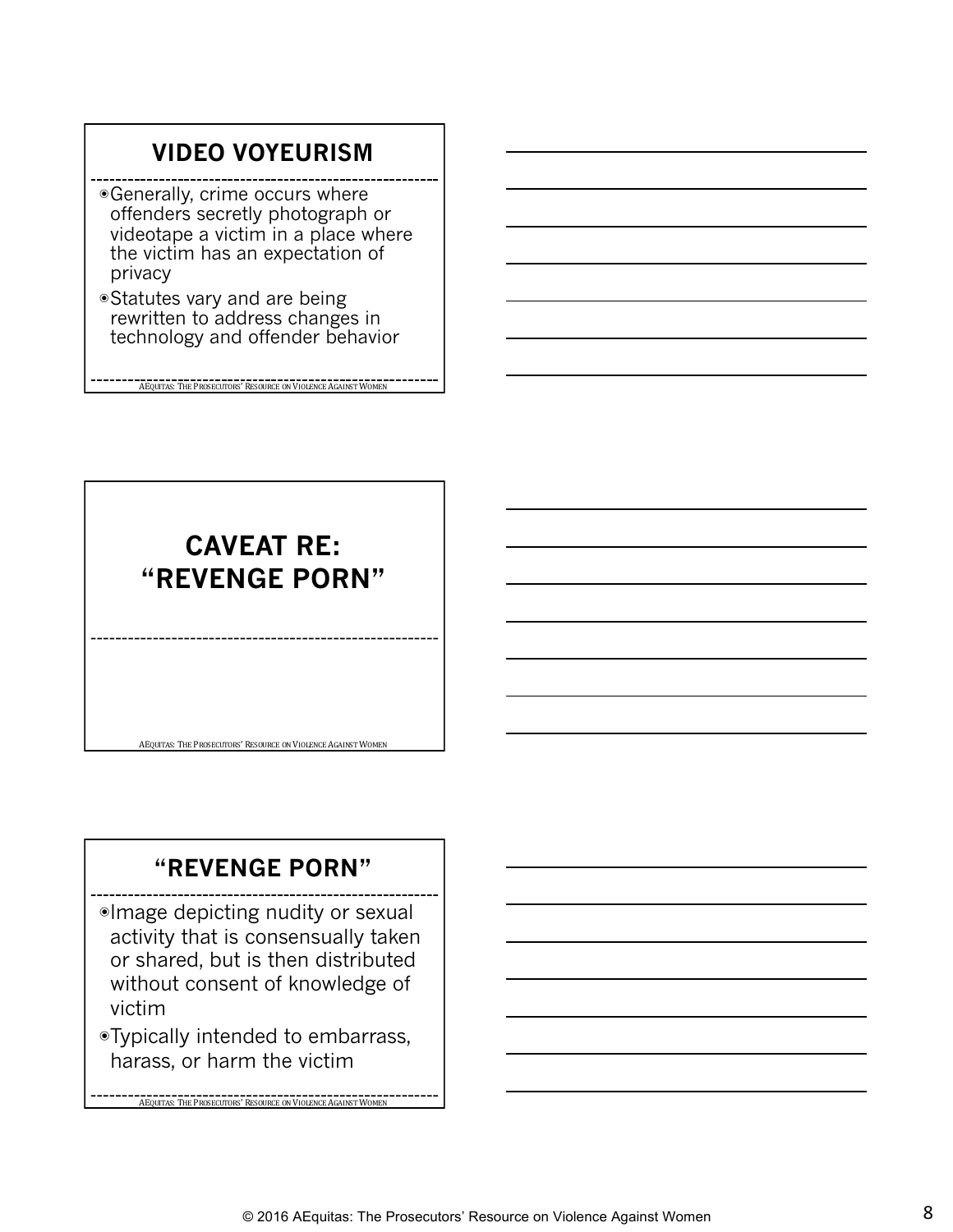## VIDEO VOYEURISM

- Generally, crime occurs where offenders secretly photograph or videotape a victim in a place where the victim has an expectation of privacy
- Statutes vary and are being rewritten to address changes in technology and offender behavior

AEQUITAS: THE PROSECUTORS' RESOURCE ON VIOLENCE AGAINST WOMEN

## CAVEAT RE: "REVENGE PORN"

AEQUITAS: THE PROSECUTORS' RESOURCE ON VIOLENCE AGAINST WOMEN

## "REVENGE PORN"

- Image depicting nudity or sexual activity that is consensually taken or shared, but is then distributed without consent of knowledge of victim
- Typically intended to embarrass, harass, or harm the victim

AEQUITAS: THE PROSECUTORS' RESOURCE ON VIOLENCE AGAINST WOMEN

© 2016 AEquitas: The Prosecutors' Resource on Violence Against Women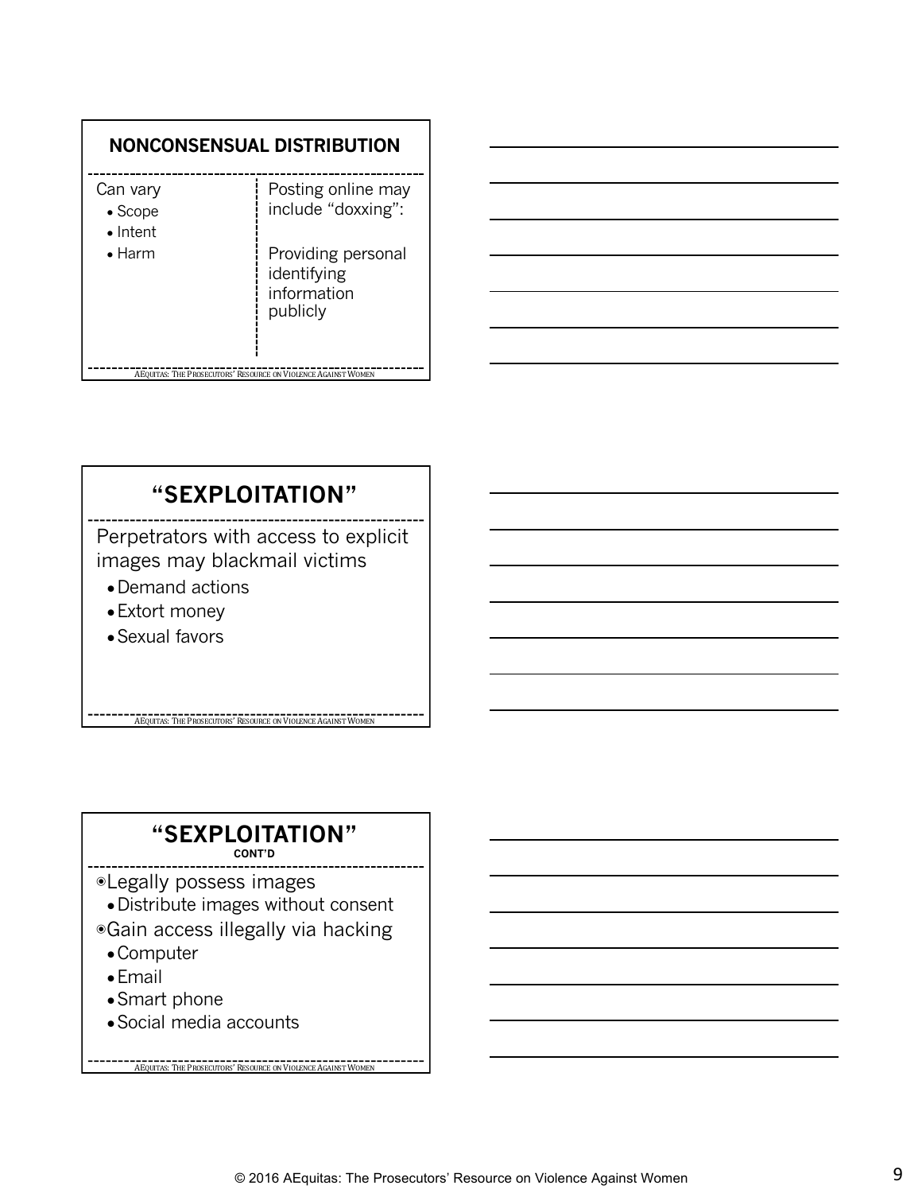## NONCONSENSUAL DISTRIBUTION

Can vary

- Scope
- Intent
- Harm

Posting online may include "doxxing":

Providing personal identifying information publicly

AEquitas: The Prosecutors' Resource on Violence Against Women

## "SEXPLOITATION"

Perpetrators with access to explicit images may blackmail victims

- Demand actions
- Extort money
- Sexual favors

AEquitas: The Prosecutors' Resource on Violence Against Women

## "SEXPLOITATION"
**CONT'D**

- Legally possess images
  - Distribute images without consent
- Gain access illegally via hacking
  - Computer
  - Email
  - Smart phone
  - Social media accounts

AEquitas: The Prosecutors' Resource on Violence Against Women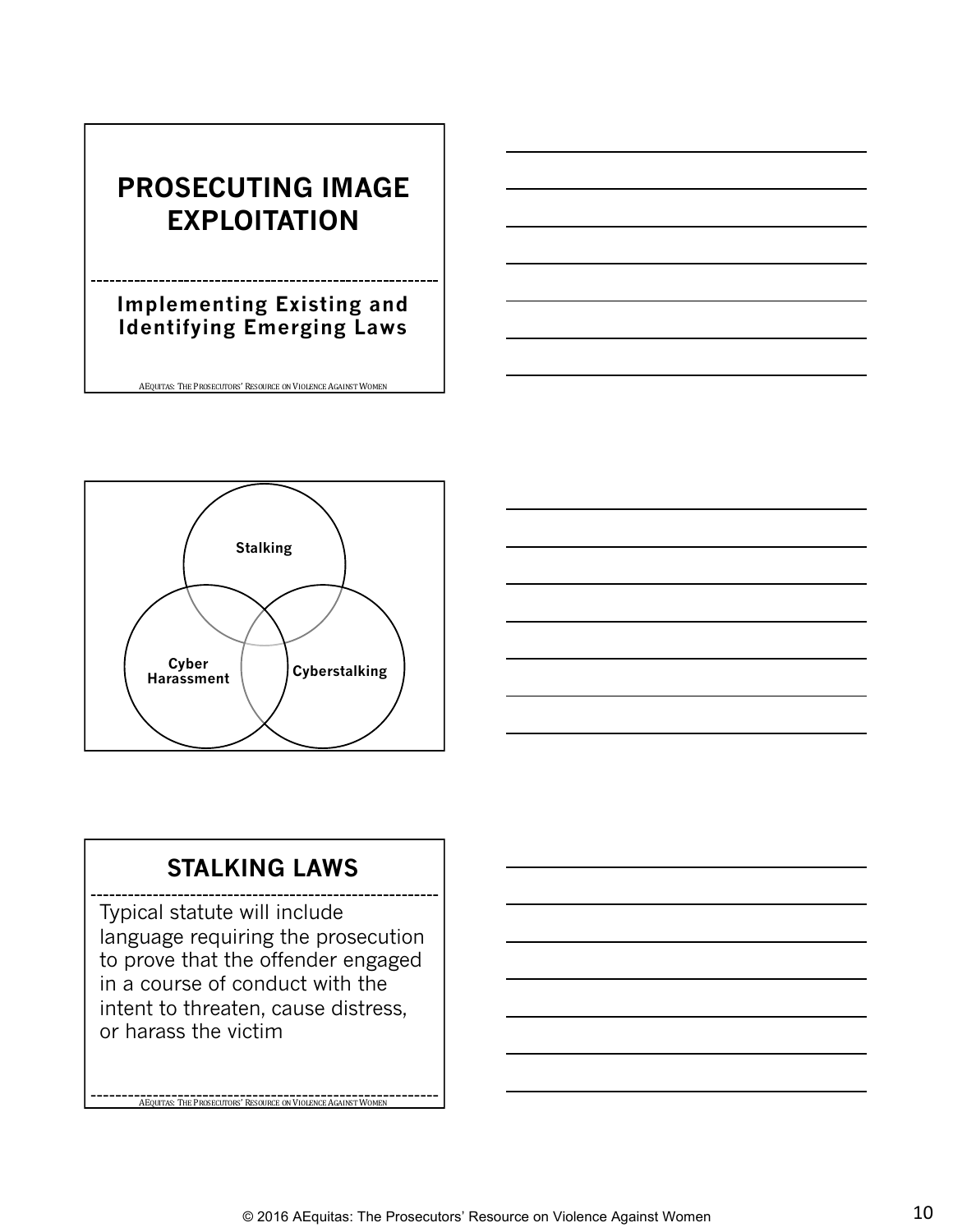# PROSECUTING IMAGE EXPLOITATION

### Implementing Existing and Identifying Emerging Laws

AEquitas: The Prosecutors' Resource on Violence Against Women

Stalking

Cyber Harassment

Cyberstalking

## STALKING LAWS

Typical statute will include language requiring the prosecution to prove that the offender engaged in a course of conduct with the intent to threaten, cause distress, or harass the victim

AEquitas: The Prosecutors' Resource on Violence Against Women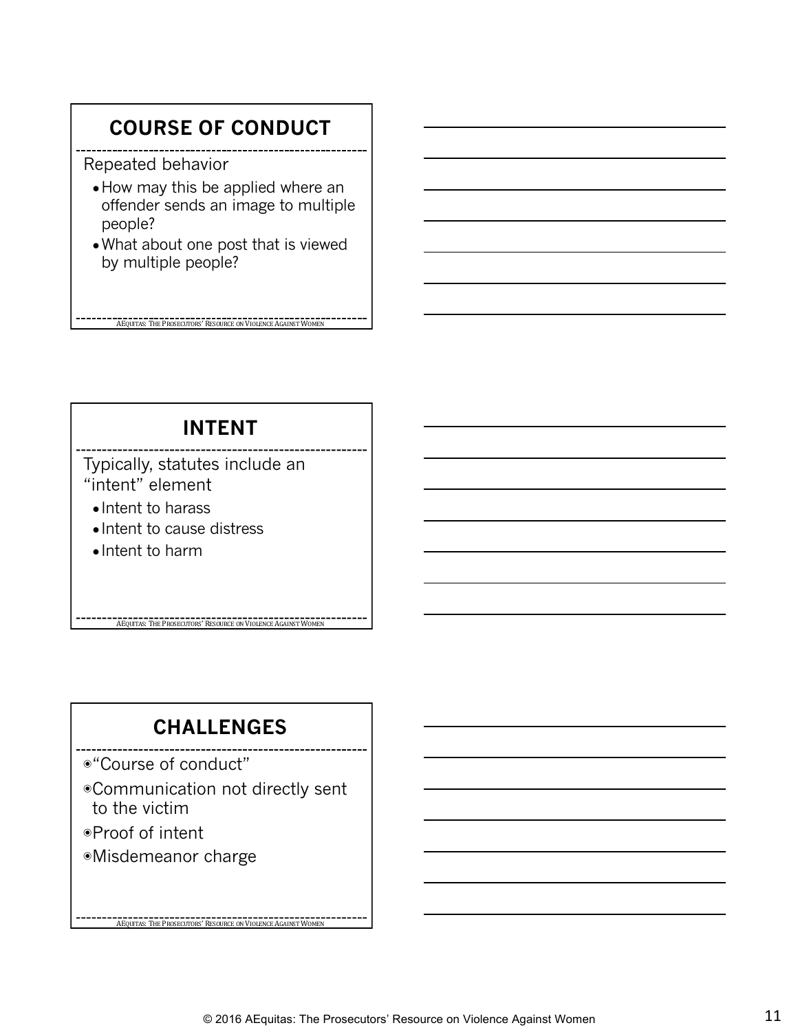## COURSE OF CONDUCT

Repeated behavior

- How may this be applied where an offender sends an image to multiple people?
- What about one post that is viewed by multiple people?

AEquitas: The Prosecutors' Resource on Violence Against Women

## INTENT

Typically, statutes include an "intent" element

- Intent to harass
- Intent to cause distress
- Intent to harm

AEquitas: The Prosecutors' Resource on Violence Against Women

## CHALLENGES

- "Course of conduct"
- Communication not directly sent to the victim
- Proof of intent
- Misdemeanor charge

AEquitas: The Prosecutors' Resource on Violence Against Women

© 2016 AEquitas: The Prosecutors' Resource on Violence Against Women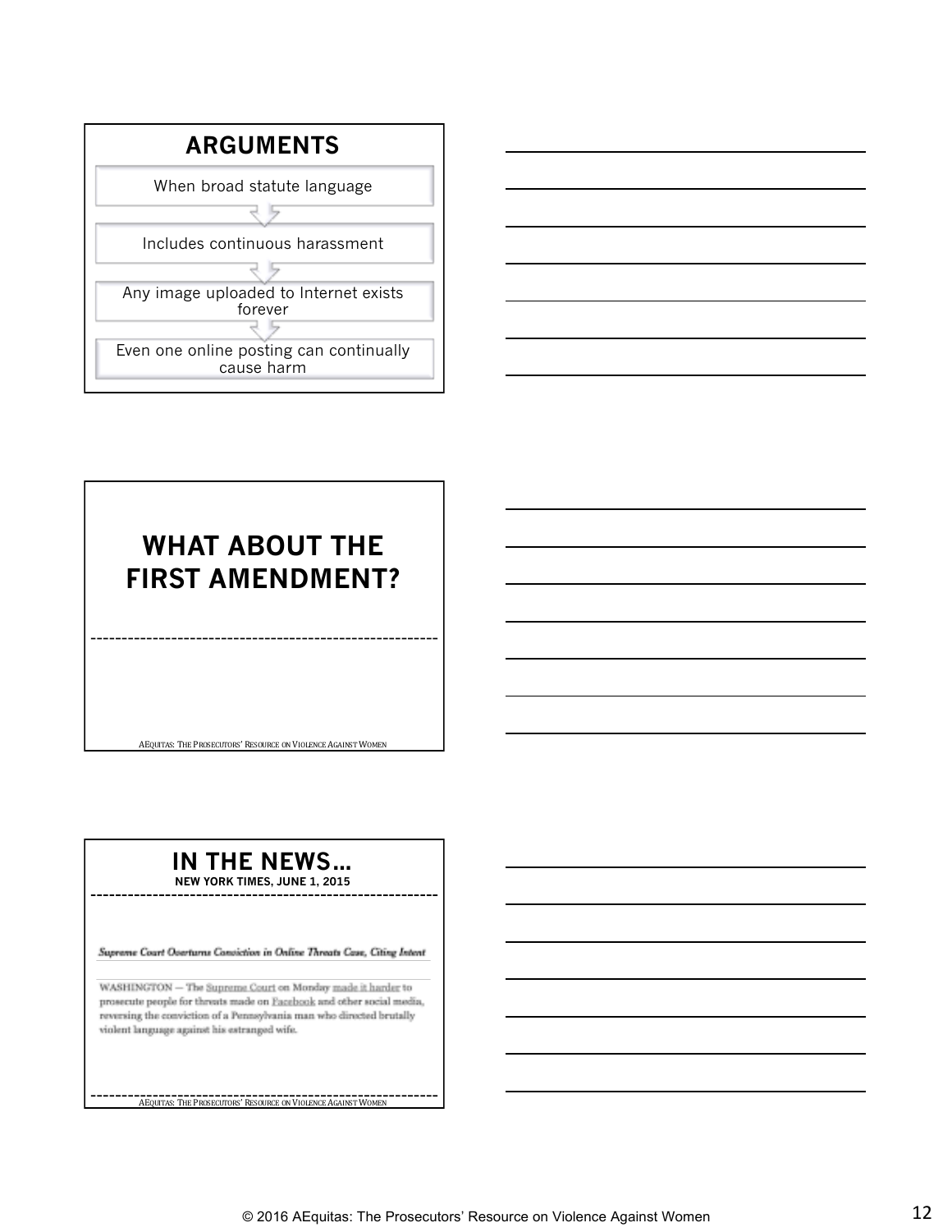## ARGUMENTS

- When broad statute language
- Includes continuous harassment
- Any image uploaded to Internet exists forever
- Even one online posting can continually cause harm

## WHAT ABOUT THE FIRST AMENDMENT?

AEQUITAS: THE PROSECUTORS' RESOURCE ON VIOLENCE AGAINST WOMEN

## IN THE NEWS…

**NEW YORK TIMES, JUNE 1, 2015**

*Supreme Court Overturns Conviction in Online Threats Case, Citing Intent*

WASHINGTON — The Supreme Court on Monday made it harder to prosecute people for threats made on Facebook and other social media, reversing the conviction of a Pennsylvania man who directed brutally violent language against his estranged wife.

AEQUITAS: THE PROSECUTORS' RESOURCE ON VIOLENCE AGAINST WOMEN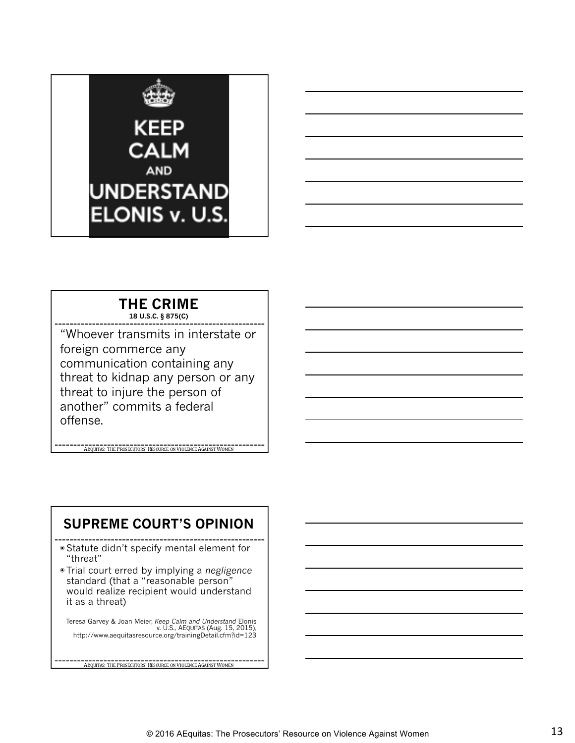KEEP CALM AND UNDERSTAND ELONIS v. U.S.

## THE CRIME

**18 U.S.C. § 875(C)**

"Whoever transmits in interstate or foreign commerce any communication containing any threat to kidnap any person or any threat to injure the person of another" commits a federal offense.

AEQUITAS: THE PROSECUTORS' RESOURCE ON VIOLENCE AGAINST WOMEN

## SUPREME COURT'S OPINION

- Statute didn't specify mental element for "threat"
- Trial court erred by implying a *negligence* standard (that a "reasonable person" would realize recipient would understand it as a threat)

Teresa Garvey & Joan Meier, *Keep Calm and Understand* Elonis v. U.S., AEQUITAS (Aug. 15, 2015), http://www.aequitasresource.org/trainingDetail.cfm?id=123

AEQUITAS: THE PROSECUTORS' RESOURCE ON VIOLENCE AGAINST WOMEN

© 2016 AEquitas: The Prosecutors' Resource on Violence Against Women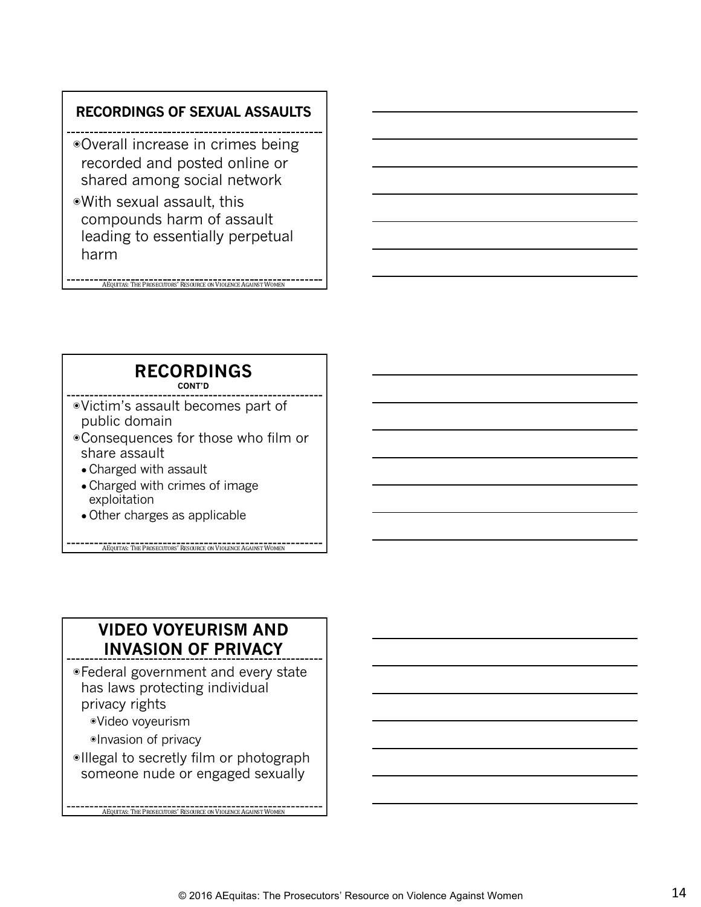## RECORDINGS OF SEXUAL ASSAULTS

- Overall increase in crimes being recorded and posted online or shared among social network
- With sexual assault, this compounds harm of assault leading to essentially perpetual harm

AEquitas: The Prosecutors' Resource on Violence Against Women

## RECORDINGS
**CONT'D**

- Victim's assault becomes part of public domain
- Consequences for those who film or share assault
  - Charged with assault
  - Charged with crimes of image exploitation
  - Other charges as applicable

AEquitas: The Prosecutors' Resource on Violence Against Women

## VIDEO VOYEURISM AND INVASION OF PRIVACY

- Federal government and every state has laws protecting individual privacy rights
  - Video voyeurism
  - Invasion of privacy
- Illegal to secretly film or photograph someone nude or engaged sexually

AEquitas: The Prosecutors' Resource on Violence Against Women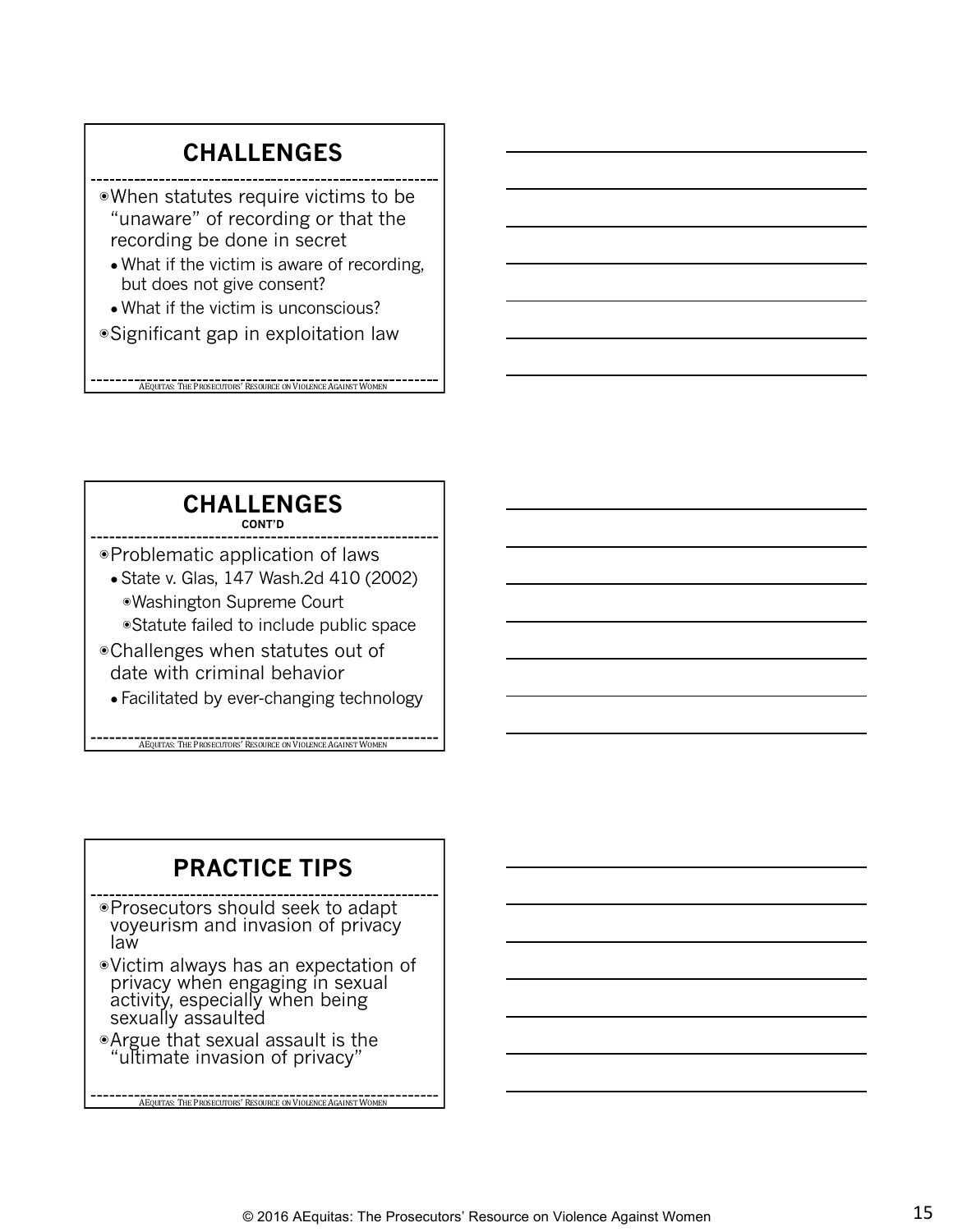## CHALLENGES

- When statutes require victims to be "unaware" of recording or that the recording be done in secret
  - What if the victim is aware of recording, but does not give consent?
  - What if the victim is unconscious?
- Significant gap in exploitation law

AEQUITAS: THE PROSECUTORS' RESOURCE ON VIOLENCE AGAINST WOMEN

## CHALLENGES
**CONT'D**

- Problematic application of laws
  - State v. Glas, 147 Wash.2d 410 (2002)
    - Washington Supreme Court
    - Statute failed to include public space
- Challenges when statutes out of date with criminal behavior
  - Facilitated by ever-changing technology

AEQUITAS: THE PROSECUTORS' RESOURCE ON VIOLENCE AGAINST WOMEN

## PRACTICE TIPS

- Prosecutors should seek to adapt voyeurism and invasion of privacy law
- Victim always has an expectation of privacy when engaging in sexual activity, especially when being sexually assaulted
- Argue that sexual assault is the "ultimate invasion of privacy"

AEQUITAS: THE PROSECUTORS' RESOURCE ON VIOLENCE AGAINST WOMEN

© 2016 AEquitas: The Prosecutors' Resource on Violence Against Women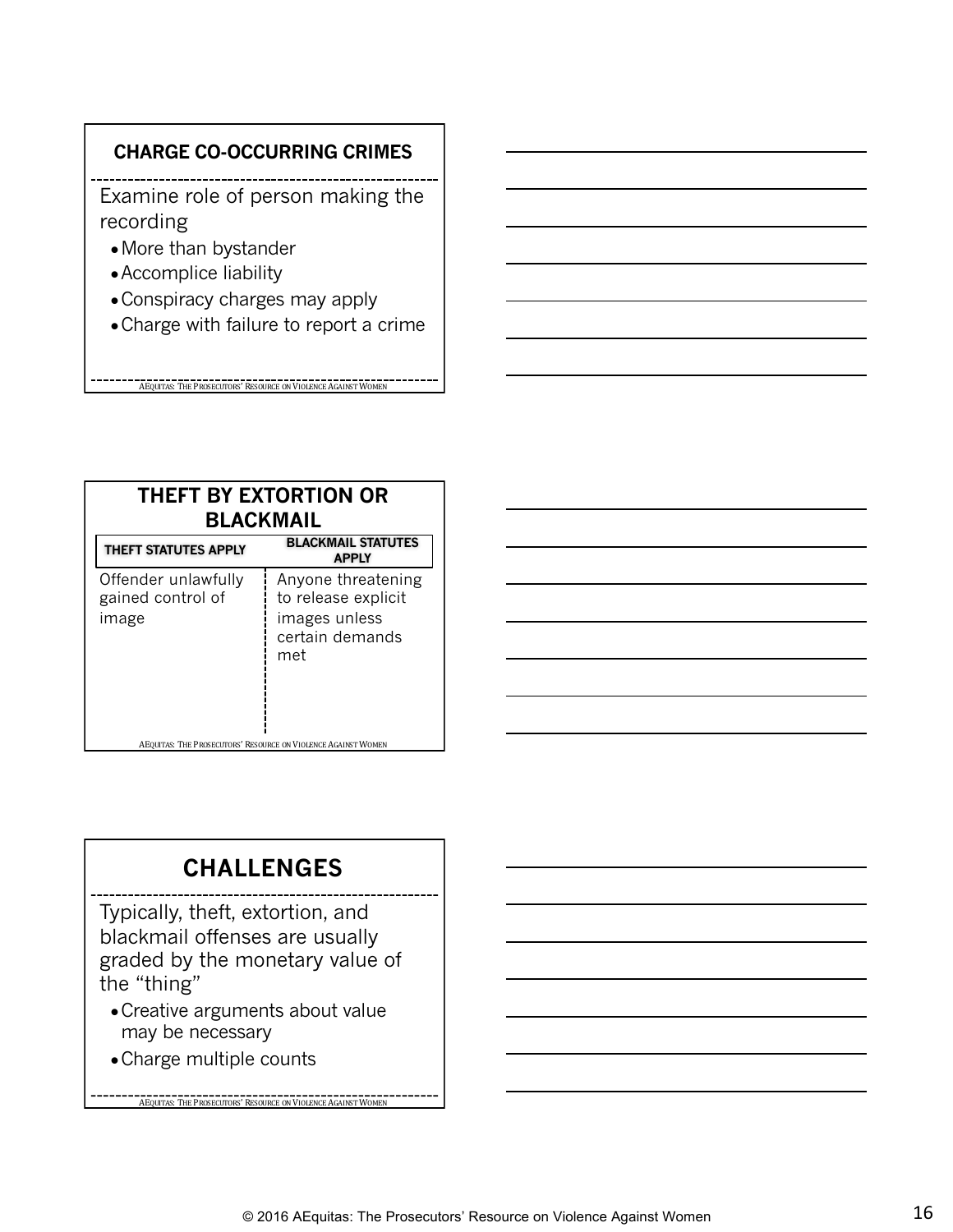## CHARGE CO-OCCURRING CRIMES

Examine role of person making the recording

- More than bystander
- Accomplice liability
- Conspiracy charges may apply
- Charge with failure to report a crime

AEQUITAS: THE PROSECUTORS' RESOURCE ON VIOLENCE AGAINST WOMEN

## THEFT BY EXTORTION OR BLACKMAIL

| THEFT STATUTES APPLY | BLACKMAIL STATUTES APPLY |
| --- | --- |
| Offender unlawfully gained control of image | Anyone threatening to release explicit images unless certain demands met |

AEQUITAS: THE PROSECUTORS' RESOURCE ON VIOLENCE AGAINST WOMEN

## CHALLENGES

Typically, theft, extortion, and blackmail offenses are usually graded by the monetary value of the "thing"

- Creative arguments about value may be necessary
- Charge multiple counts

AEQUITAS: THE PROSECUTORS' RESOURCE ON VIOLENCE AGAINST WOMEN

© 2016 AEquitas: The Prosecutors' Resource on Violence Against Women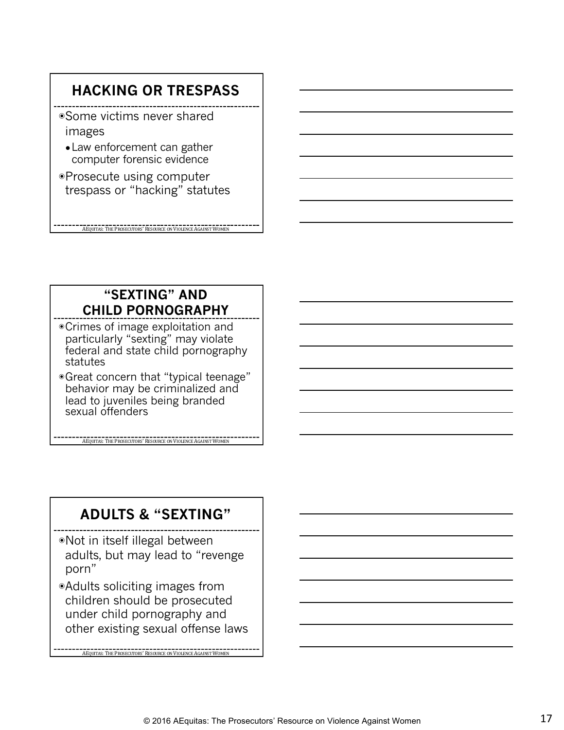## HACKING OR TRESPASS

- Some victims never shared images
  - Law enforcement can gather computer forensic evidence
- Prosecute using computer trespass or "hacking" statutes

AEQUITAS: THE PROSECUTORS' RESOURCE ON VIOLENCE AGAINST WOMEN

## "SEXTING" AND CHILD PORNOGRAPHY

- Crimes of image exploitation and particularly "sexting" may violate federal and state child pornography statutes
- Great concern that "typical teenage" behavior may be criminalized and lead to juveniles being branded sexual offenders

AEQUITAS: THE PROSECUTORS' RESOURCE ON VIOLENCE AGAINST WOMEN

## ADULTS & "SEXTING"

- Not in itself illegal between adults, but may lead to "revenge porn"
- Adults soliciting images from children should be prosecuted under child pornography and other existing sexual offense laws

AEQUITAS: THE PROSECUTORS' RESOURCE ON VIOLENCE AGAINST WOMEN

© 2016 AEquitas: The Prosecutors' Resource on Violence Against Women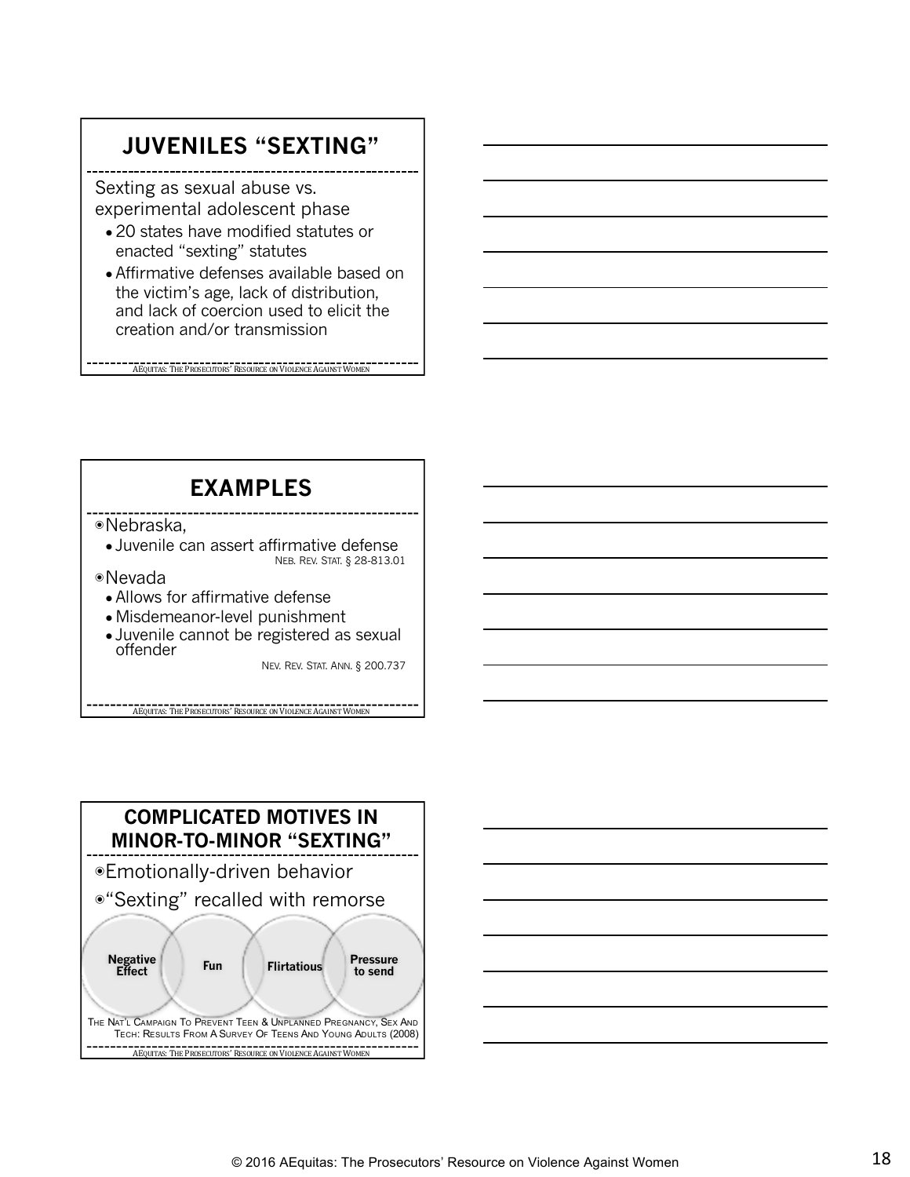## JUVENILES "SEXTING"

Sexting as sexual abuse vs. experimental adolescent phase

- 20 states have modified statutes or enacted "sexting" statutes
- Affirmative defenses available based on the victim's age, lack of distribution, and lack of coercion used to elicit the creation and/or transmission

AEquitas: The Prosecutors' Resource on Violence Against Women

## EXAMPLES

- Nebraska,
  - Juvenile can assert affirmative defense

    Neb. Rev. Stat. § 28-813.01
- Nevada
  - Allows for affirmative defense
  - Misdemeanor-level punishment
  - Juvenile cannot be registered as sexual offender

    Nev. Rev. Stat. Ann. § 200.737

AEquitas: The Prosecutors' Resource on Violence Against Women

## COMPLICATED MOTIVES IN MINOR-TO-MINOR "SEXTING"

- Emotionally-driven behavior
- "Sexting" recalled with remorse

Negative Effect

Fun

Flirtatious

Pressure to send

The Nat'l Campaign To Prevent Teen & Unplanned Pregnancy, Sex And Tech: Results From A Survey Of Teens And Young Adults (2008)

AEquitas: The Prosecutors' Resource on Violence Against Women

© 2016 AEquitas: The Prosecutors' Resource on Violence Against Women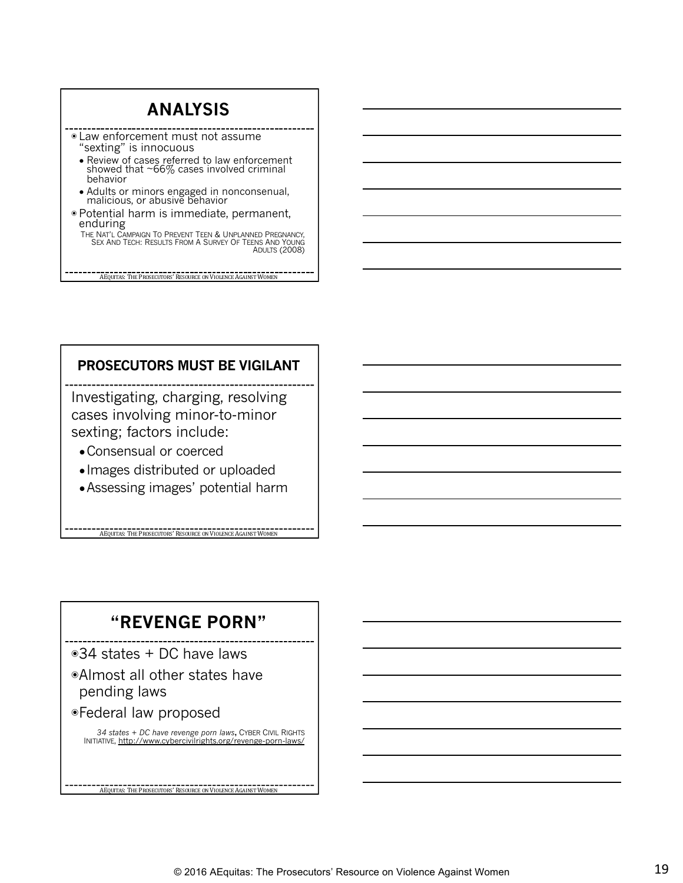## ANALYSIS

- Law enforcement must not assume "sexting" is innocuous
  - Review of cases referred to law enforcement showed that ~66% cases involved criminal behavior
  - Adults or minors engaged in nonconsenual, malicious, or abusive behavior
- Potential harm is immediate, permanent, enduring

THE NAT'L CAMPAIGN TO PREVENT TEEN & UNPLANNED PREGNANCY, SEX AND TECH: RESULTS FROM A SURVEY OF TEENS AND YOUNG ADULTS (2008)

AEQUITAS: THE PROSECUTORS' RESOURCE ON VIOLENCE AGAINST WOMEN

## PROSECUTORS MUST BE VIGILANT

Investigating, charging, resolving cases involving minor-to-minor sexting; factors include:

- Consensual or coerced
- Images distributed or uploaded
- Assessing images' potential harm

AEQUITAS: THE PROSECUTORS' RESOURCE ON VIOLENCE AGAINST WOMEN

## "REVENGE PORN"

- 34 states + DC have laws
- Almost all other states have pending laws
- Federal law proposed

*34 states + DC have revenge porn laws*, CYBER CIVIL RIGHTS INITIATIVE, http://www.cybercivilrights.org/revenge-porn-laws/

AEQUITAS: THE PROSECUTORS' RESOURCE ON VIOLENCE AGAINST WOMEN

© 2016 AEquitas: The Prosecutors' Resource on Violence Against Women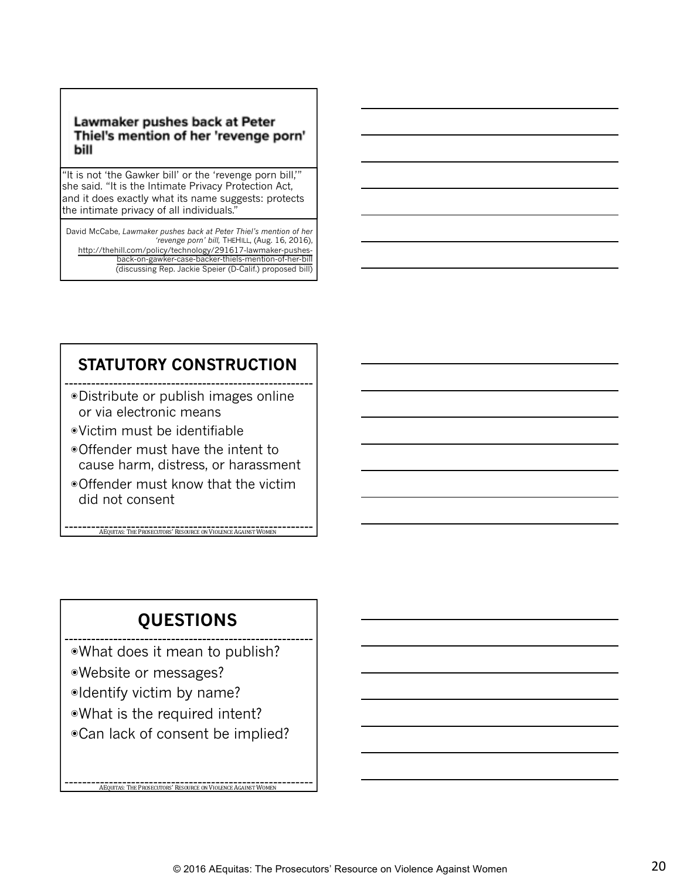**Lawmaker pushes back at Peter Thiel's mention of her 'revenge porn' bill**

"It is not 'the Gawker bill' or the 'revenge porn bill,'" she said. "It is the Intimate Privacy Protection Act, and it does exactly what its name suggests: protects the intimate privacy of all individuals."

David McCabe, *Lawmaker pushes back at Peter Thiel's mention of her 'revenge porn' bill,* THEHILL, (Aug. 16, 2016), http://thehill.com/policy/technology/291617-lawmaker-pushes-back-on-gawker-case-backer-thiels-mention-of-her-bill (discussing Rep. Jackie Speier (D-Calif.) proposed bill)

## STATUTORY CONSTRUCTION

- Distribute or publish images online or via electronic means
- Victim must be identifiable
- Offender must have the intent to cause harm, distress, or harassment
- Offender must know that the victim did not consent

AEQUITAS: THE PROSECUTORS' RESOURCE ON VIOLENCE AGAINST WOMEN

## QUESTIONS

- What does it mean to publish?
- Website or messages?
- Identify victim by name?
- What is the required intent?
- Can lack of consent be implied?

AEQUITAS: THE PROSECUTORS' RESOURCE ON VIOLENCE AGAINST WOMEN

© 2016 AEquitas: The Prosecutors' Resource on Violence Against Women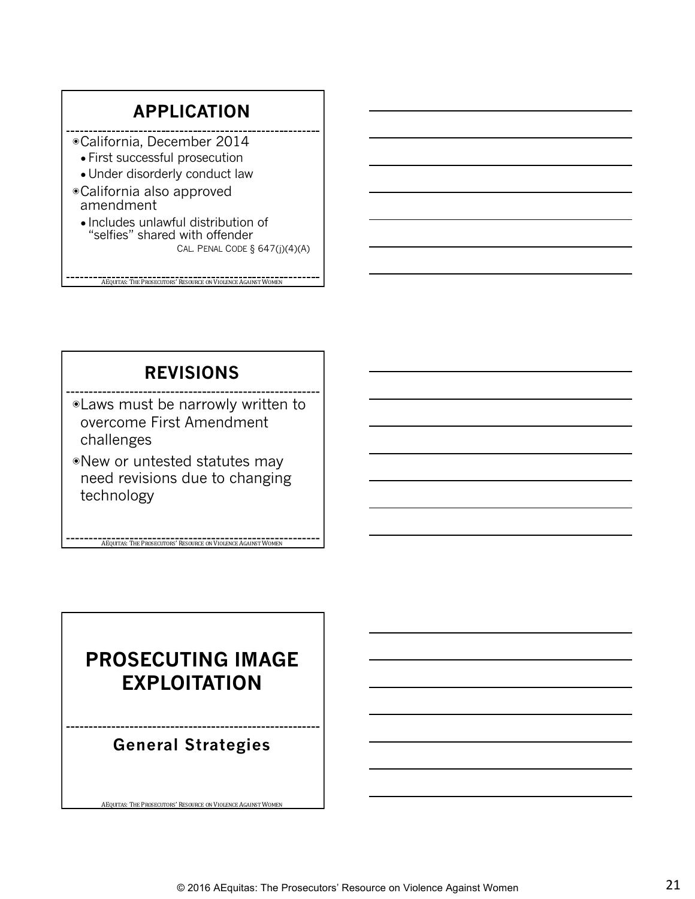## APPLICATION

- California, December 2014
  - First successful prosecution
  - Under disorderly conduct law
- California also approved amendment
  - Includes unlawful distribution of "selfies" shared with offender

CAL. PENAL CODE § 647(j)(4)(A)

AEQUITAS: THE PROSECUTORS' RESOURCE ON VIOLENCE AGAINST WOMEN

## REVISIONS

- Laws must be narrowly written to overcome First Amendment challenges
- New or untested statutes may need revisions due to changing technology

AEQUITAS: THE PROSECUTORS' RESOURCE ON VIOLENCE AGAINST WOMEN

## PROSECUTING IMAGE EXPLOITATION

### General Strategies

AEQUITAS: THE PROSECUTORS' RESOURCE ON VIOLENCE AGAINST WOMEN

© 2016 AEquitas: The Prosecutors' Resource on Violence Against Women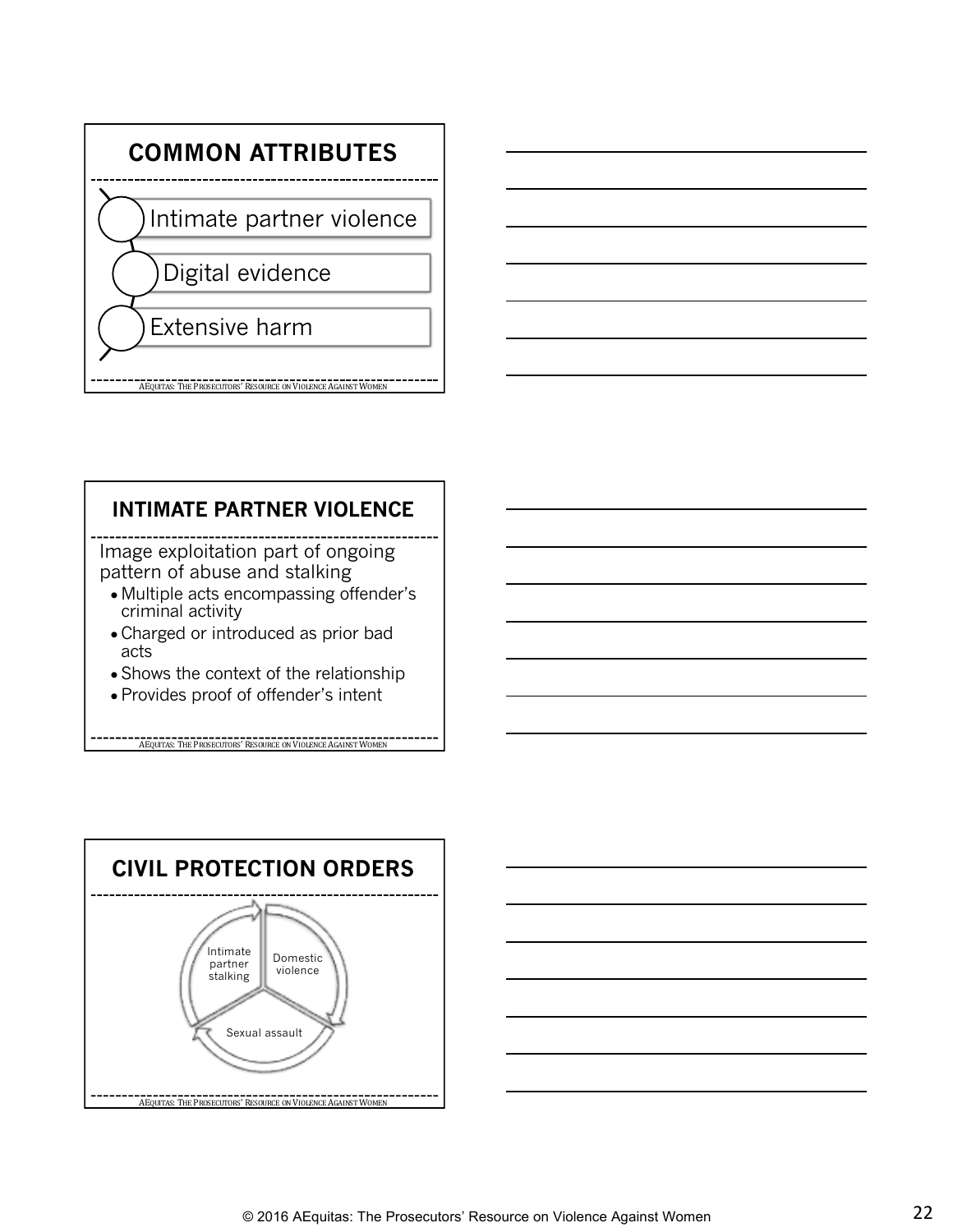## COMMON ATTRIBUTES

- Intimate partner violence
- Digital evidence
- Extensive harm

AEQUITAS: THE PROSECUTORS' RESOURCE ON VIOLENCE AGAINST WOMEN

## INTIMATE PARTNER VIOLENCE

Image exploitation part of ongoing pattern of abuse and stalking

- Multiple acts encompassing offender's criminal activity
- Charged or introduced as prior bad acts
- Shows the context of the relationship
- Provides proof of offender's intent

AEQUITAS: THE PROSECUTORS' RESOURCE ON VIOLENCE AGAINST WOMEN

## CIVIL PROTECTION ORDERS

Intimate partner stalking

Domestic violence

Sexual assault

AEQUITAS: THE PROSECUTORS' RESOURCE ON VIOLENCE AGAINST WOMEN

© 2016 AEquitas: The Prosecutors' Resource on Violence Against Women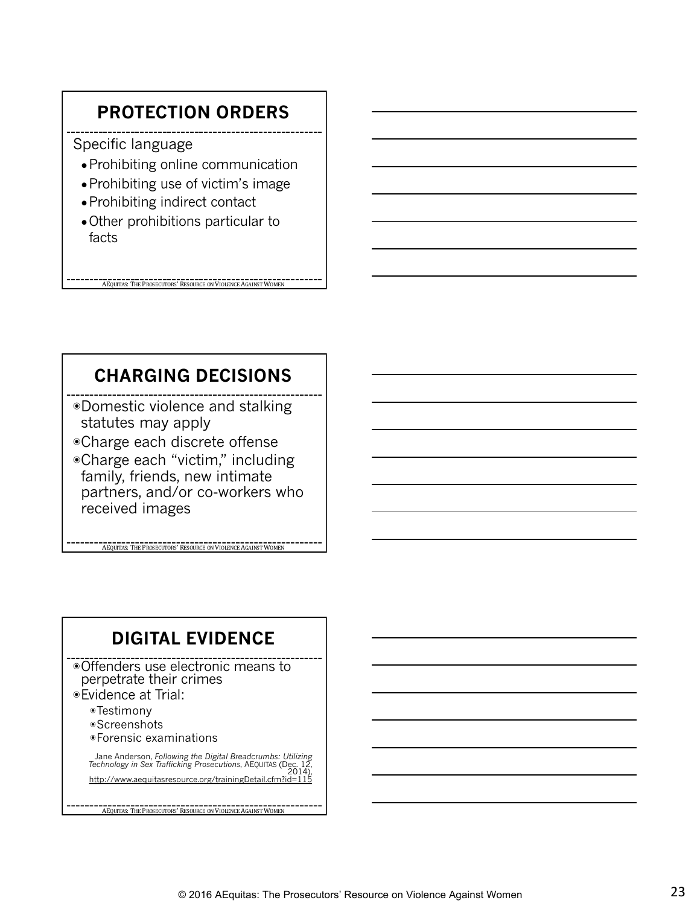## PROTECTION ORDERS

Specific language

- Prohibiting online communication
- Prohibiting use of victim's image
- Prohibiting indirect contact
- Other prohibitions particular to facts

AEQUITAS: THE PROSECUTORS' RESOURCE ON VIOLENCE AGAINST WOMEN

## CHARGING DECISIONS

- Domestic violence and stalking statutes may apply
- Charge each discrete offense
- Charge each "victim," including family, friends, new intimate partners, and/or co-workers who received images

AEQUITAS: THE PROSECUTORS' RESOURCE ON VIOLENCE AGAINST WOMEN

## DIGITAL EVIDENCE

- Offenders use electronic means to perpetrate their crimes
- Evidence at Trial:
  - Testimony
  - Screenshots
  - Forensic examinations

Jane Anderson, *Following the Digital Breadcrumbs: Utilizing Technology in Sex Trafficking Prosecutions*, AEQUITAS (Dec. 12, 2014), http://www.aequitasresource.org/trainingDetail.cfm?id=115

AEQUITAS: THE PROSECUTORS' RESOURCE ON VIOLENCE AGAINST WOMEN

© 2016 AEquitas: The Prosecutors' Resource on Violence Against Women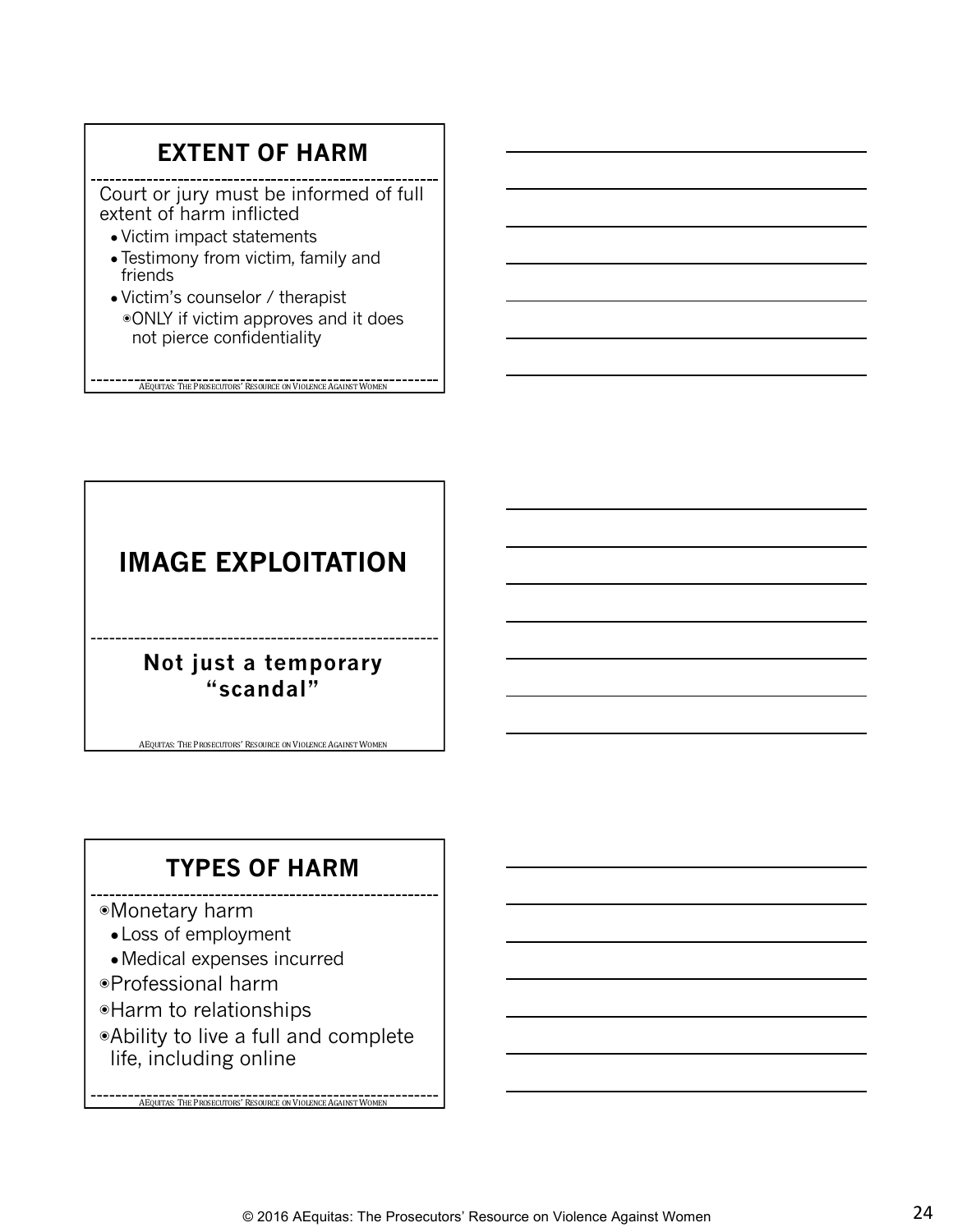## EXTENT OF HARM

Court or jury must be informed of full extent of harm inflicted

- Victim impact statements
- Testimony from victim, family and friends
- Victim's counselor / therapist
  - ONLY if victim approves and it does not pierce confidentiality

## IMAGE EXPLOITATION

**Not just a temporary "scandal"**

## TYPES OF HARM

- Monetary harm
  - Loss of employment
  - Medical expenses incurred
- Professional harm
- Harm to relationships
- Ability to live a full and complete life, including online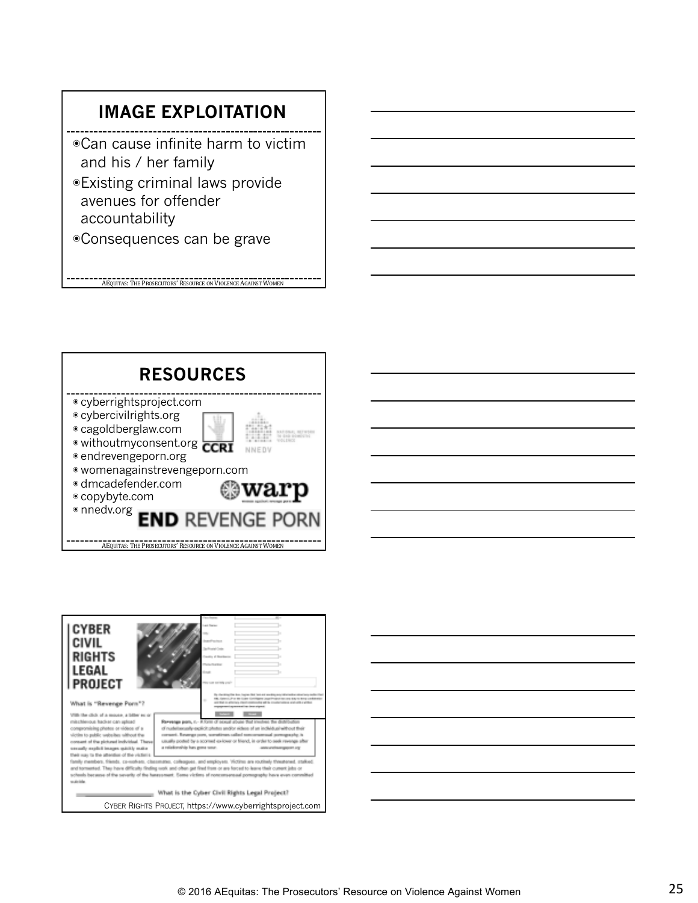## IMAGE EXPLOITATION

- Can cause infinite harm to victim and his / her family
- Existing criminal laws provide avenues for offender accountability
- Consequences can be grave

AEQUITAS: THE PROSECUTORS' RESOURCE ON VIOLENCE AGAINST WOMEN

## RESOURCES

- cyberrightsproject.com
- cybercivilrights.org
- cagoldberglaw.com
- withoutmyconsent.org
- endrevengeporn.org
- womenagainstrevengeporn.com
- dmcadefender.com
- copybyte.com
- nnedv.org

CCRI

NNEDV

warp

END REVENGE PORN

AEQUITAS: THE PROSECUTORS' RESOURCE ON VIOLENCE AGAINST WOMEN

CYBER CIVIL RIGHTS LEGAL PROJECT

What is "Revenge Porn"?

What is the Cyber Civil Rights Legal Project?

CYBER RIGHTS PROJECT, https://www.cyberrightsproject.com

© 2016 AEquitas: The Prosecutors' Resource on Violence Against Women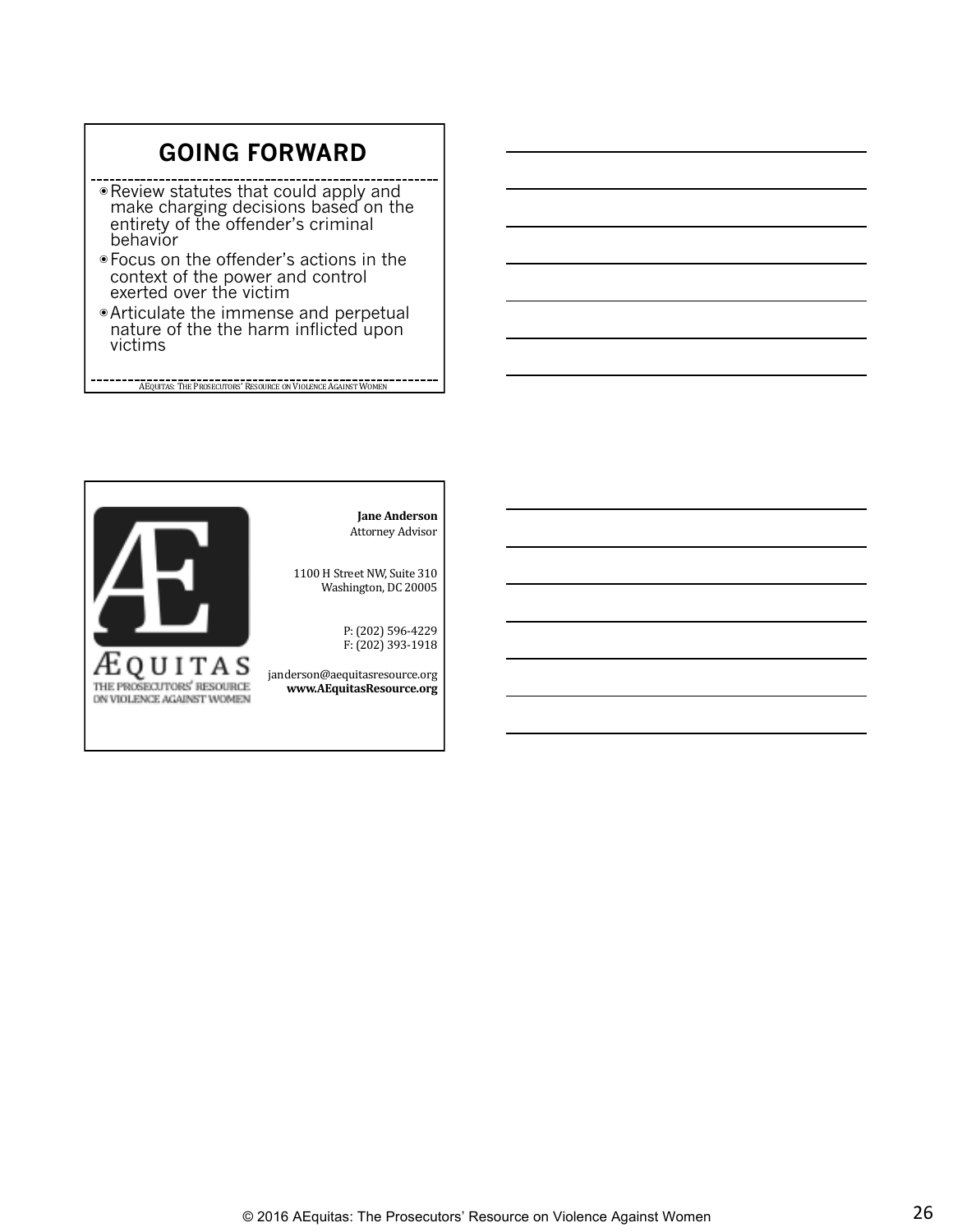## GOING FORWARD

- Review statutes that could apply and make charging decisions based on the entirety of the offender's criminal behavior
- Focus on the offender's actions in the context of the power and control exerted over the victim
- Articulate the immense and perpetual nature of the the harm inflicted upon victims

AEQUITAS: THE PROSECUTORS' RESOURCE ON VIOLENCE AGAINST WOMEN

ÆQUITAS
THE PROSECUTORS' RESOURCE ON VIOLENCE AGAINST WOMEN

**Jane Anderson**
Attorney Advisor

1100 H Street NW, Suite 310
Washington, DC 20005

P: (202) 596-4229
F: (202) 393-1918

janderson@aequitasresource.org
**www.AEquitasResource.org**

© 2016 AEquitas: The Prosecutors' Resource on Violence Against Women